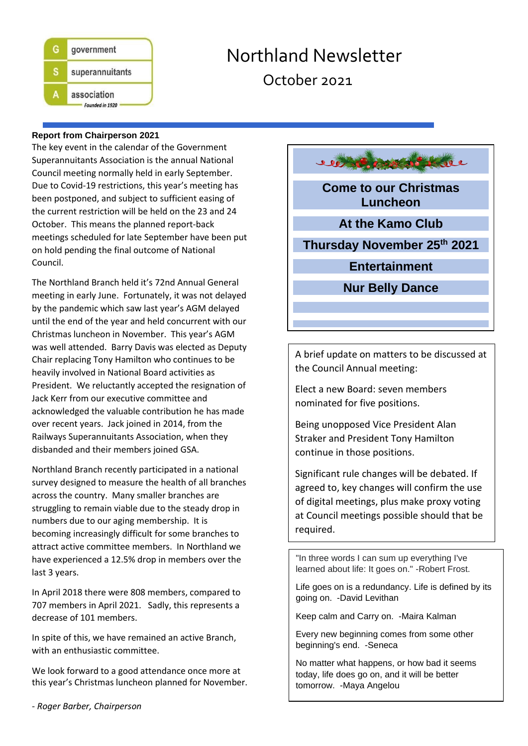government
superannuitants
association
*Founded in 1920*

# Northland Newsletter

## October 2021

### Report from Chairperson 2021

The key event in the calendar of the Government Superannuitants Association is the annual National Council meeting normally held in early September. Due to Covid-19 restrictions, this year's meeting has been postponed, and subject to sufficient easing of the current restriction will be held on the 23 and 24 October. This means the planned report-back meetings scheduled for late September have been put on hold pending the final outcome of National Council.

The Northland Branch held it's 72nd Annual General meeting in early June. Fortunately, it was not delayed by the pandemic which saw last year's AGM delayed until the end of the year and held concurrent with our Christmas luncheon in November. This year's AGM was well attended. Barry Davis was elected as Deputy Chair replacing Tony Hamilton who continues to be heavily involved in National Board activities as President. We reluctantly accepted the resignation of Jack Kerr from our executive committee and acknowledged the valuable contribution he has made over recent years. Jack joined in 2014, from the Railways Superannuitants Association, when they disbanded and their members joined GSA.

Northland Branch recently participated in a national survey designed to measure the health of all branches across the country. Many smaller branches are struggling to remain viable due to the steady drop in numbers due to our aging membership. It is becoming increasingly difficult for some branches to attract active committee members. In Northland we have experienced a 12.5% drop in members over the last 3 years.

In April 2018 there were 808 members, compared to 707 members in April 2021. Sadly, this represents a decrease of 101 members.

In spite of this, we have remained an active Branch, with an enthusiastic committee.

We look forward to a good attendance once more at this year's Christmas luncheon planned for November.

*- Roger Barber, Chairperson*

---

**Come to our Christmas Luncheon**

**At the Kamo Club**

**Thursday November 25th 2021**

**Entertainment**

**Nur Belly Dance**

---

A brief update on matters to be discussed at the Council Annual meeting:

Elect a new Board: seven members nominated for five positions.

Being unopposed Vice President Alan Straker and President Tony Hamilton continue in those positions.

Significant rule changes will be debated. If agreed to, key changes will confirm the use of digital meetings, plus make proxy voting at Council meetings possible should that be required.

---

"In three words I can sum up everything I've learned about life: It goes on." -Robert Frost.

Life goes on is a redundancy. Life is defined by its going on. -David Levithan

Keep calm and Carry on. -Maira Kalman

Every new beginning comes from some other beginning's end. -Seneca

No matter what happens, or how bad it seems today, life does go on, and it will be better tomorrow. -Maya Angelou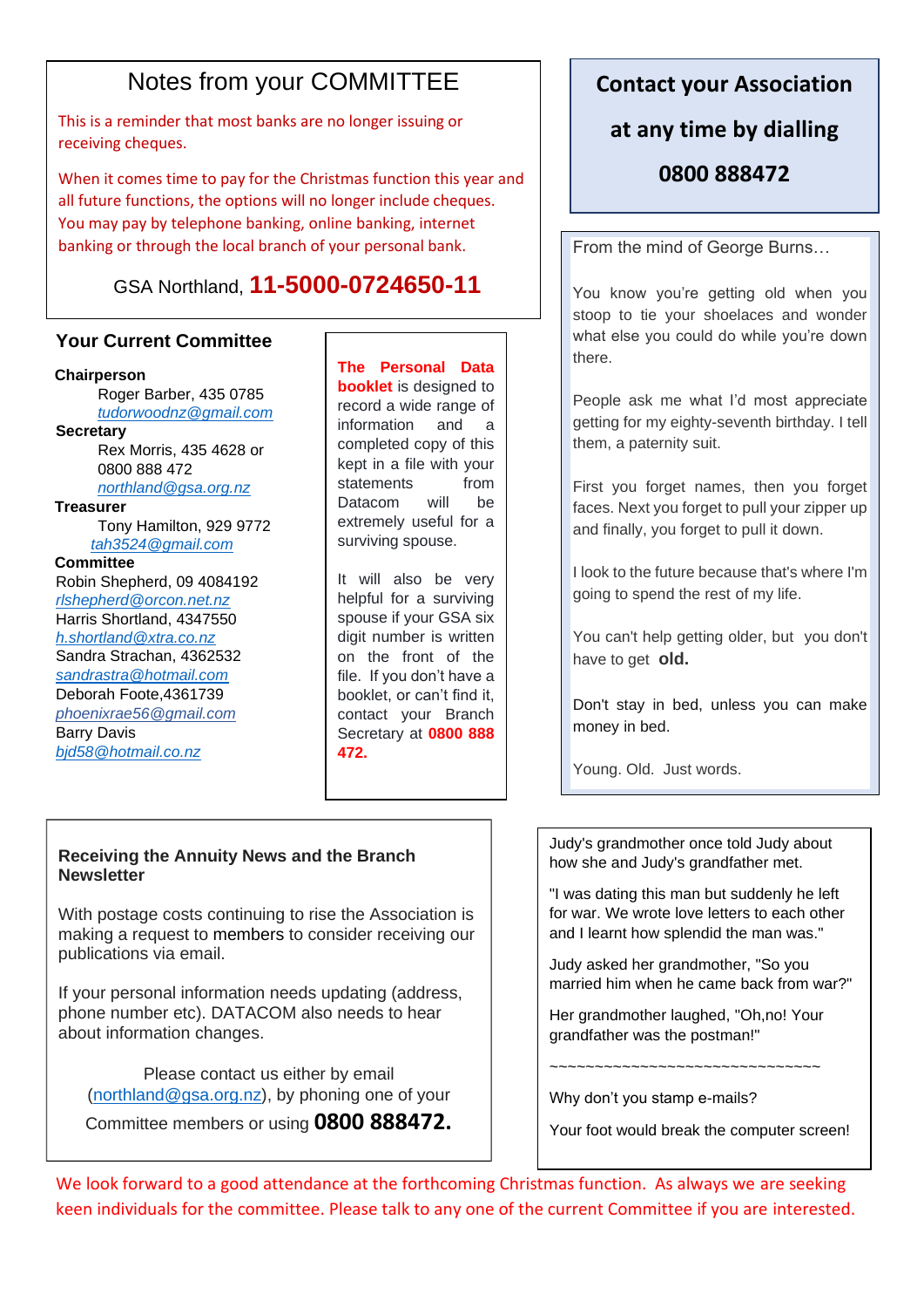## Notes from your COMMITTEE

This is a reminder that most banks are no longer issuing or receiving cheques.

When it comes time to pay for the Christmas function this year and all future functions, the options will no longer include cheques. You may pay by telephone banking, online banking, internet banking or through the local branch of your personal bank.

GSA Northland, **11-5000-0724650-11**

### Your Current Committee

**Chairperson**
Roger Barber, 435 0785
*tudorwoodnz@gmail.com*

**Secretary**
Rex Morris, 435 4628 or 0800 888 472
*northland@gsa.org.nz*

**Treasurer**
Tony Hamilton, 929 9772
*tah3524@gmail.com*

**Committee**
Robin Shepherd, 09 4084192
*rlshepherd@orcon.net.nz*
Harris Shortland, 4347550
*h.shortland@xtra.co.nz*
Sandra Strachan, 4362532
*sandrastra@hotmail.com*
Deborah Foote,4361739
*phoenixrae56@gmail.com*
Barry Davis
*bjd58@hotmail.co.nz*

**The Personal Data booklet** is designed to record a wide range of information and a completed copy of this kept in a file with your statements from Datacom will be extremely useful for a surviving spouse.

It will also be very helpful for a surviving spouse if your GSA six digit number is written on the front of the file. If you don't have a booklet, or can't find it, contact your Branch Secretary at **0800 888 472.**

## Contact your Association at any time by dialling 0800 888472

From the mind of George Burns…

You know you're getting old when you stoop to tie your shoelaces and wonder what else you could do while you're down there.

People ask me what I'd most appreciate getting for my eighty-seventh birthday. I tell them, a paternity suit.

First you forget names, then you forget faces. Next you forget to pull your zipper up and finally, you forget to pull it down.

I look to the future because that's where I'm going to spend the rest of my life.

You can't help getting older, but you don't have to get **old.**

Don't stay in bed, unless you can make money in bed.

Young. Old. Just words.

### Receiving the Annuity News and the Branch Newsletter

With postage costs continuing to rise the Association is making a request to members to consider receiving our publications via email.

If your personal information needs updating (address, phone number etc). DATACOM also needs to hear about information changes.

Please contact us either by email (northland@gsa.org.nz), by phoning one of your Committee members or using **0800 888472.**

Judy's grandmother once told Judy about how she and Judy's grandfather met.

"I was dating this man but suddenly he left for war. We wrote love letters to each other and I learnt how splendid the man was."

Judy asked her grandmother, "So you married him when he came back from war?"

Her grandmother laughed, "Oh,no! Your grandfather was the postman!"

~~~~~~~~~~~~~~~~~~~~~~~~~~~~~~

Why don't you stamp e-mails?

Your foot would break the computer screen!

We look forward to a good attendance at the forthcoming Christmas function. As always we are seeking keen individuals for the committee. Please talk to any one of the current Committee if you are interested.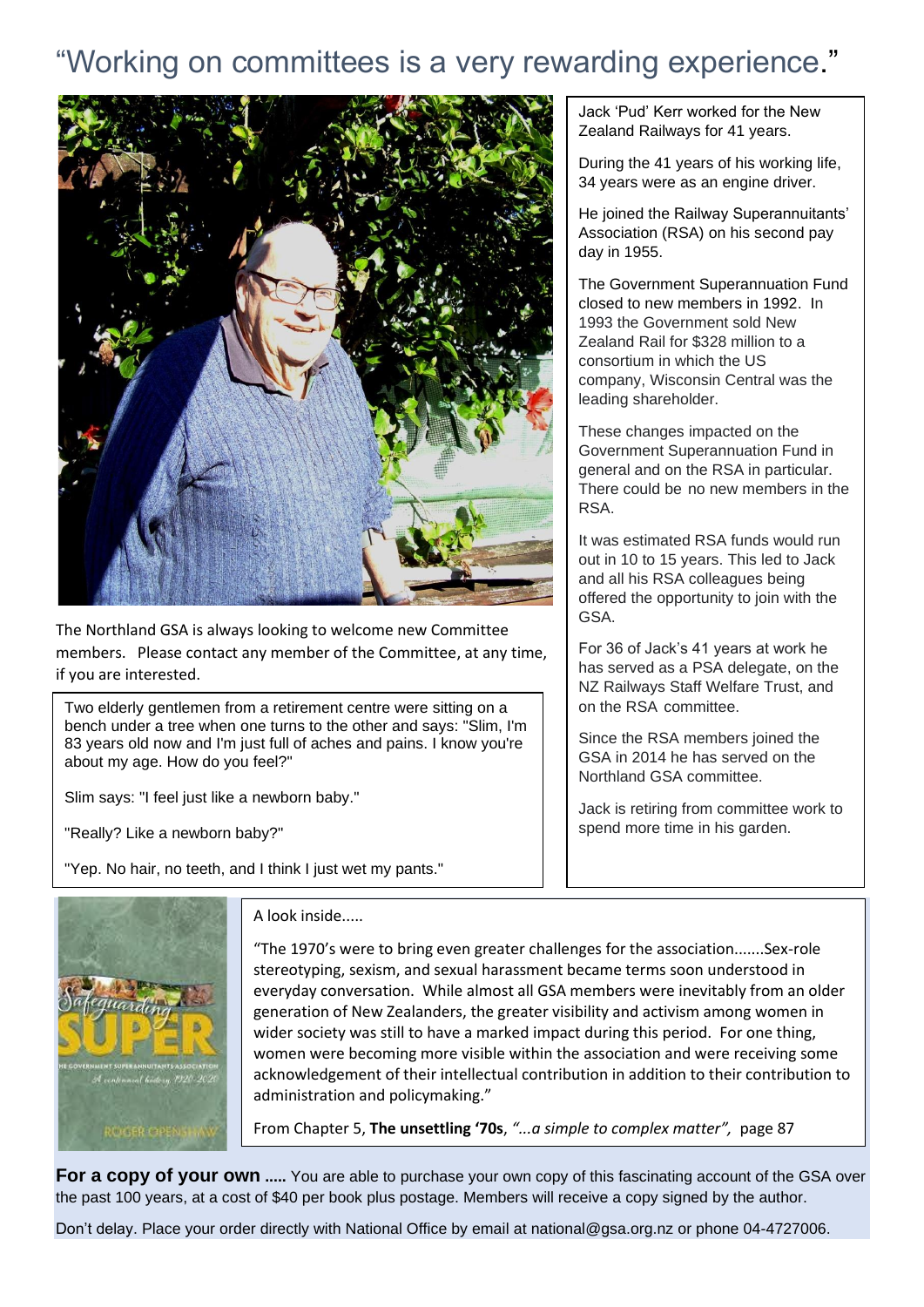# "Working on committees is a very rewarding experience."

Jack 'Pud' Kerr worked for the New Zealand Railways for 41 years.

During the 41 years of his working life, 34 years were as an engine driver.

He joined the Railway Superannuitants' Association (RSA) on his second pay day in 1955.

The Government Superannuation Fund closed to new members in 1992. In 1993 the Government sold New Zealand Rail for $328 million to a consortium in which the US company, Wisconsin Central was the leading shareholder.

These changes impacted on the Government Superannuation Fund in general and on the RSA in particular. There could be no new members in the RSA.

It was estimated RSA funds would run out in 10 to 15 years. This led to Jack and all his RSA colleagues being offered the opportunity to join with the GSA.

For 36 of Jack's 41 years at work he has served as a PSA delegate, on the NZ Railways Staff Welfare Trust, and on the RSA committee.

Since the RSA members joined the GSA in 2014 he has served on the Northland GSA committee.

Jack is retiring from committee work to spend more time in his garden.

The Northland GSA is always looking to welcome new Committee members. Please contact any member of the Committee, at any time, if you are interested.

Two elderly gentlemen from a retirement centre were sitting on a bench under a tree when one turns to the other and says: "Slim, I'm 83 years old now and I'm just full of aches and pains. I know you're about my age. How do you feel?"

Slim says: "I feel just like a newborn baby."

"Really? Like a newborn baby?"

"Yep. No hair, no teeth, and I think I just wet my pants."

A look inside.....

"The 1970's were to bring even greater challenges for the association.......Sex-role stereotyping, sexism, and sexual harassment became terms soon understood in everyday conversation. While almost all GSA members were inevitably from an older generation of New Zealanders, the greater visibility and activism among women in wider society was still to have a marked impact during this period. For one thing, women were becoming more visible within the association and were receiving some acknowledgement of their intellectual contribution in addition to their contribution to administration and policymaking."

From Chapter 5, **The unsettling '70s**, *"...a simple to complex matter",* page 87

**For a copy of your own .....** You are able to purchase your own copy of this fascinating account of the GSA over the past 100 years, at a cost of $40 per book plus postage. Members will receive a copy signed by the author.

Don't delay. Place your order directly with National Office by email at national@gsa.org.nz or phone 04-4727006.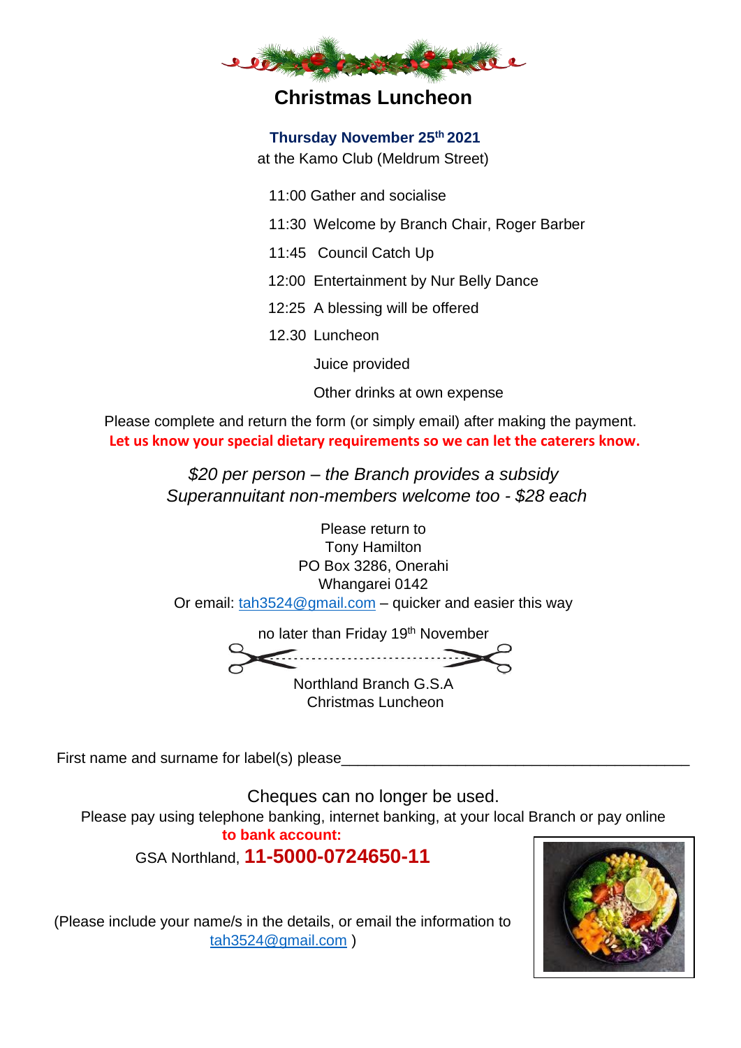# Christmas Luncheon

**Thursday November 25th 2021**

at the Kamo Club (Meldrum Street)

11:00 Gather and socialise

11:30 Welcome by Branch Chair, Roger Barber

11:45 Council Catch Up

12:00 Entertainment by Nur Belly Dance

12:25 A blessing will be offered

12.30 Luncheon

Juice provided

Other drinks at own expense

Please complete and return the form (or simply email) after making the payment.

**Let us know your special dietary requirements so we can let the caterers know.**

*$20 per person – the Branch provides a subsidy*

*Superannuitant non-members welcome too - $28 each*

Please return to
Tony Hamilton
PO Box 3286, Onerahi
Whangarei 0142
Or email: tah3524@gmail.com – quicker and easier this way

no later than Friday 19th November

Northland Branch G.S.A
Christmas Luncheon

First name and surname for label(s) please_________________________________________

Cheques can no longer be used.

Please pay using telephone banking, internet banking, at your local Branch or pay online **to bank account:**

GSA Northland, **11-5000-0724650-11**

(Please include your name/s in the details, or email the information to tah3524@gmail.com )